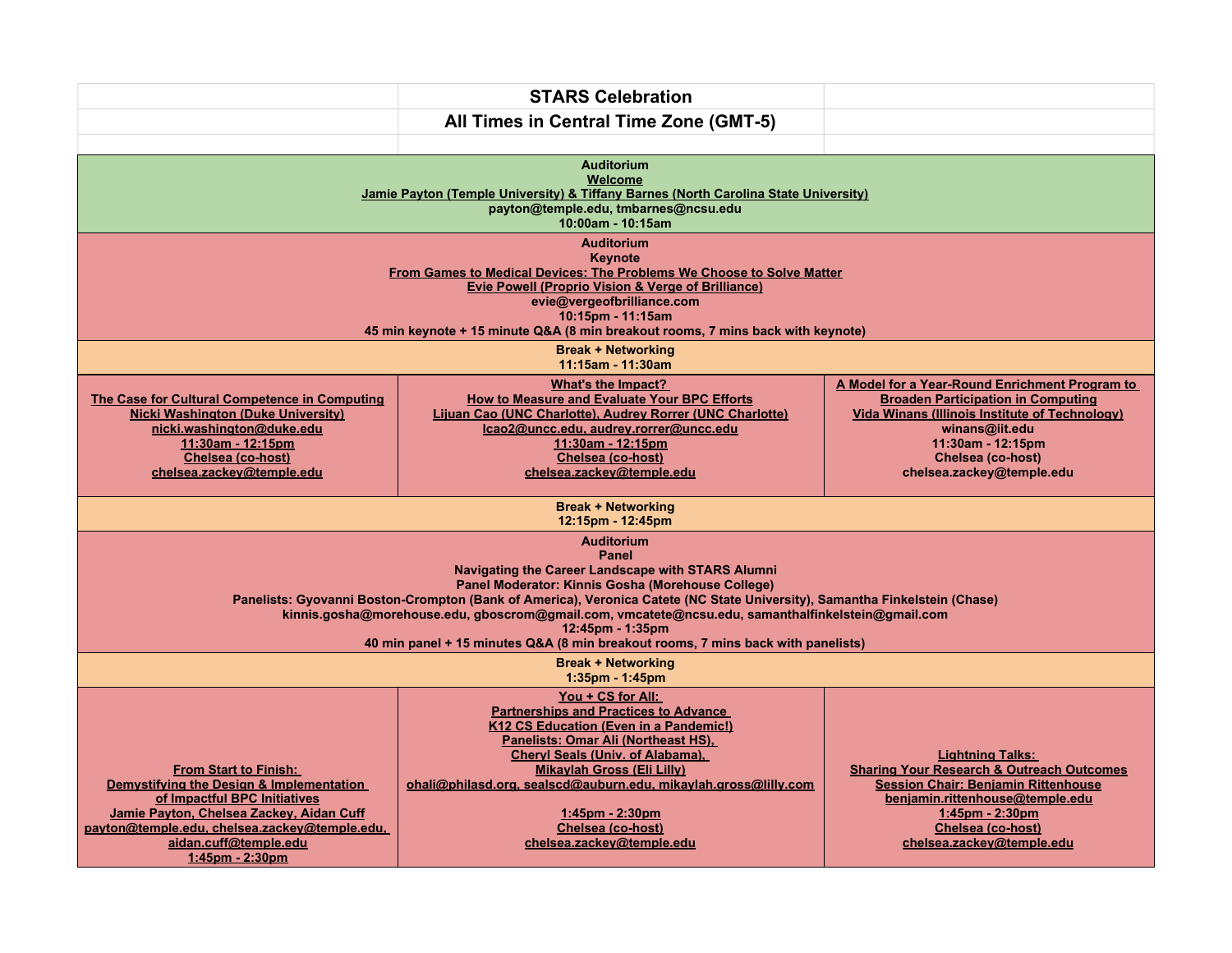# STARS Celebration

## All Times in Central Time Zone (GMT-5)

| | | |
|---|---|---|
| **Auditorium**<br>**Welcome**<br>**Jamie Payton (Temple University) & Tiffany Barnes (North Carolina State University)**<br>**payton@temple.edu, tmbarnes@ncsu.edu**<br>**10:00am - 10:15am** | | |
| **Auditorium**<br>**Keynote**<br>**From Games to Medical Devices: The Problems We Choose to Solve Matter**<br>**Evie Powell (Proprio Vision & Verge of Brilliance)**<br>**evie@vergeofbrilliance.com**<br>**10:15pm - 11:15am**<br>**45 min keynote + 15 minute Q&A (8 min breakout rooms, 7 mins back with keynote)** | | |
| **Break + Networking**<br>**11:15am - 11:30am** | | |
| **The Case for Cultural Competence in Computing**<br>**Nicki Washington (Duke University)**<br>**nicki.washington@duke.edu**<br>**11:30am - 12:15pm**<br>**Chelsea (co-host)**<br>**chelsea.zackey@temple.edu** | **What's the Impact?**<br>**How to Measure and Evaluate Your BPC Efforts**<br>**Lijuan Cao (UNC Charlotte), Audrey Rorrer (UNC Charlotte)**<br>**lcao2@uncc.edu, audrey.rorrer@uncc.edu**<br>**11:30am - 12:15pm**<br>**Chelsea (co-host)**<br>**chelsea.zackey@temple.edu** | **A Model for a Year-Round Enrichment Program to Broaden Participation in Computing**<br>**Vida Winans (Illinois Institute of Technology)**<br>**winans@iit.edu**<br>**11:30am - 12:15pm**<br>**Chelsea (co-host)**<br>**chelsea.zackey@temple.edu** |
| **Break + Networking**<br>**12:15pm - 12:45pm** | | |
| **Auditorium**<br>**Panel**<br>**Navigating the Career Landscape with STARS Alumni**<br>**Panel Moderator: Kinnis Gosha (Morehouse College)**<br>**Panelists: Gyovanni Boston-Crompton (Bank of America), Veronica Catete (NC State University), Samantha Finkelstein (Chase)**<br>**kinnis.gosha@morehouse.edu, gboscrom@gmail.com, vmcatete@ncsu.edu, samanthalfinkelstein@gmail.com**<br>**12:45pm - 1:35pm**<br>**40 min panel + 15 minutes Q&A (8 min breakout rooms, 7 mins back with panelists)** | | |
| **Break + Networking**<br>**1:35pm - 1:45pm** | | |
| **From Start to Finish:**<br>**Demystifying the Design & Implementation of Impactful BPC Initiatives**<br>**Jamie Payton, Chelsea Zackey, Aidan Cuff**<br>**payton@temple.edu, chelsea.zackey@temple.edu, aidan.cuff@temple.edu**<br>**1:45pm - 2:30pm** | **You + CS for All:**<br>**Partnerships and Practices to Advance K12 CS Education (Even in a Pandemic!)**<br>**Panelists: Omar Ali (Northeast HS), Cheryl Seals (Univ. of Alabama), Mikaylah Gross (Eli Lilly)**<br>**ohali@philasd.org, sealscd@auburn.edu, mikaylah.gross@lilly.com**<br>**1:45pm - 2:30pm**<br>**Chelsea (co-host)**<br>**chelsea.zackey@temple.edu** | **Lightning Talks:**<br>**Sharing Your Research & Outreach Outcomes**<br>**Session Chair: Benjamin Rittenhouse**<br>**benjamin.rittenhouse@temple.edu**<br>**1:45pm - 2:30pm**<br>**Chelsea (co-host)**<br>**chelsea.zackey@temple.edu** |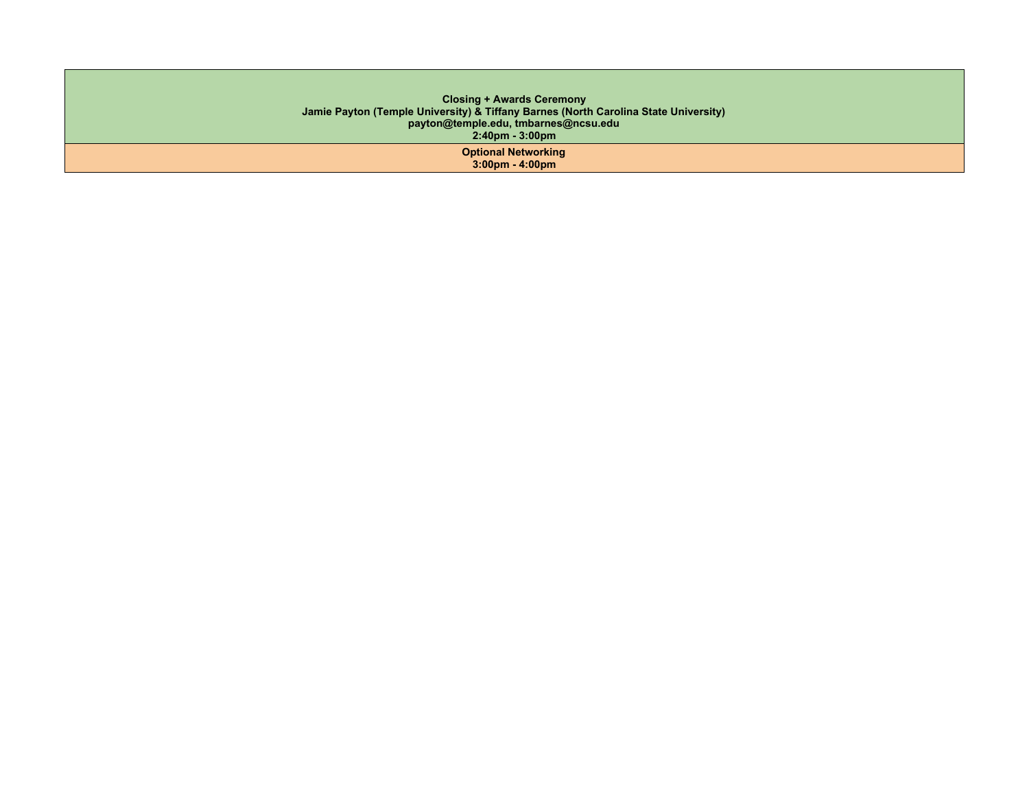| |
|---|
| **Closing + Awards Ceremony**<br>**Jamie Payton (Temple University) & Tiffany Barnes (North Carolina State University)**<br>**payton@temple.edu, tmbarnes@ncsu.edu**<br>**2:40pm - 3:00pm** |
| **Optional Networking**<br>**3:00pm - 4:00pm** |